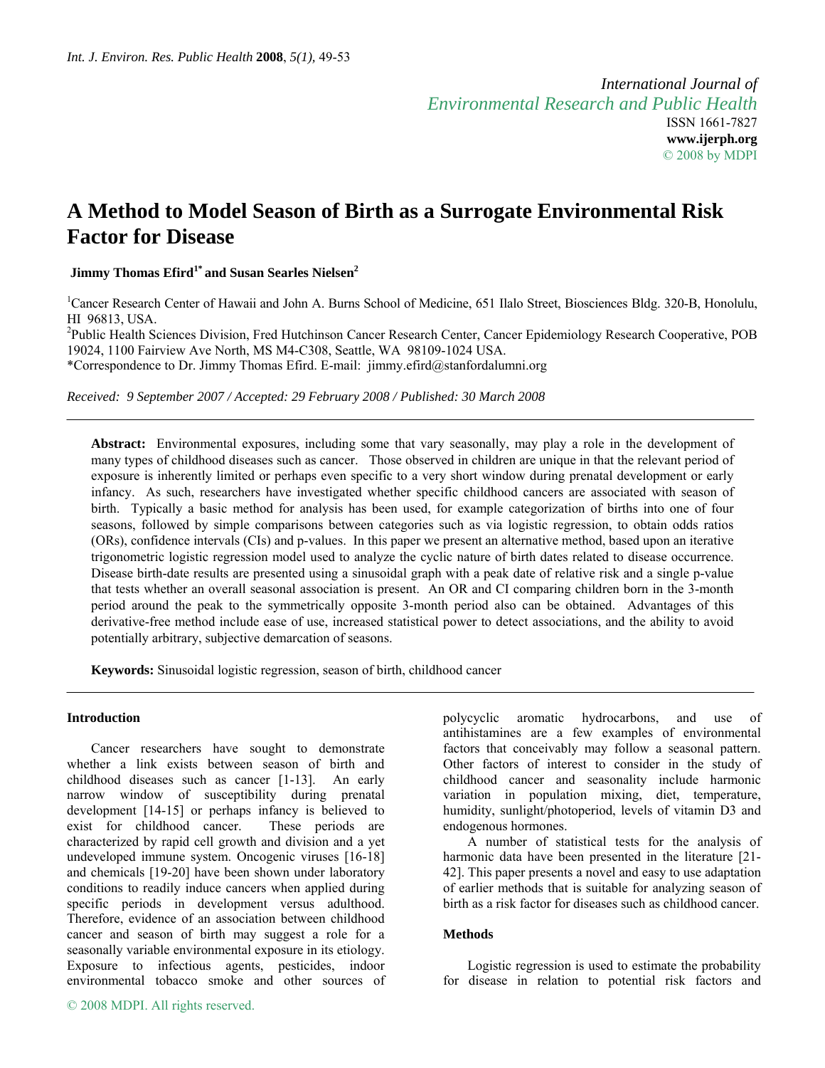*International Journal of*
*Environmental Research and Public Health*
ISSN 1661-7827
**www.ijerph.org**
© 2008 by MDPI

# A Method to Model Season of Birth as a Surrogate Environmental Risk Factor for Disease

**Jimmy Thomas Efird[1*] and Susan Searles Nielsen[2]**

[1]Cancer Research Center of Hawaii and John A. Burns School of Medicine, 651 Ilalo Street, Biosciences Bldg. 320-B, Honolulu, HI 96813, USA.
[2]Public Health Sciences Division, Fred Hutchinson Cancer Research Center, Cancer Epidemiology Research Cooperative, POB 19024, 1100 Fairview Ave North, MS M4-C308, Seattle, WA 98109-1024 USA.
*Correspondence to Dr. Jimmy Thomas Efird. E-mail: jimmy.efird@stanfordalumni.org

*Received: 9 September 2007 / Accepted: 29 February 2008 / Published: 30 March 2008*

---

**Abstract:** Environmental exposures, including some that vary seasonally, may play a role in the development of many types of childhood diseases such as cancer. Those observed in children are unique in that the relevant period of exposure is inherently limited or perhaps even specific to a very short window during prenatal development or early infancy. As such, researchers have investigated whether specific childhood cancers are associated with season of birth. Typically a basic method for analysis has been used, for example categorization of births into one of four seasons, followed by simple comparisons between categories such as via logistic regression, to obtain odds ratios (ORs), confidence intervals (CIs) and p-values. In this paper we present an alternative method, based upon an iterative trigonometric logistic regression model used to analyze the cyclic nature of birth dates related to disease occurrence. Disease birth-date results are presented using a sinusoidal graph with a peak date of relative risk and a single p-value that tests whether an overall seasonal association is present. An OR and CI comparing children born in the 3-month period around the peak to the symmetrically opposite 3-month period also can be obtained. Advantages of this derivative-free method include ease of use, increased statistical power to detect associations, and the ability to avoid potentially arbitrary, subjective demarcation of seasons.

**Keywords:** Sinusoidal logistic regression, season of birth, childhood cancer

---

## Introduction

Cancer researchers have sought to demonstrate whether a link exists between season of birth and childhood diseases such as cancer [1-13]. An early narrow window of susceptibility during prenatal development [14-15] or perhaps infancy is believed to exist for childhood cancer. These periods are characterized by rapid cell growth and division and a yet undeveloped immune system. Oncogenic viruses [16-18] and chemicals [19-20] have been shown under laboratory conditions to readily induce cancers when applied during specific periods in development versus adulthood. Therefore, evidence of an association between childhood cancer and season of birth may suggest a role for a seasonally variable environmental exposure in its etiology. Exposure to infectious agents, pesticides, indoor environmental tobacco smoke and other sources of polycyclic aromatic hydrocarbons, and use of antihistamines are a few examples of environmental factors that conceivably may follow a seasonal pattern. Other factors of interest to consider in the study of childhood cancer and seasonality include harmonic variation in population mixing, diet, temperature, humidity, sunlight/photoperiod, levels of vitamin D3 and endogenous hormones.

A number of statistical tests for the analysis of harmonic data have been presented in the literature [21-42]. This paper presents a novel and easy to use adaptation of earlier methods that is suitable for analyzing season of birth as a risk factor for diseases such as childhood cancer.

## Methods

Logistic regression is used to estimate the probability for disease in relation to potential risk factors and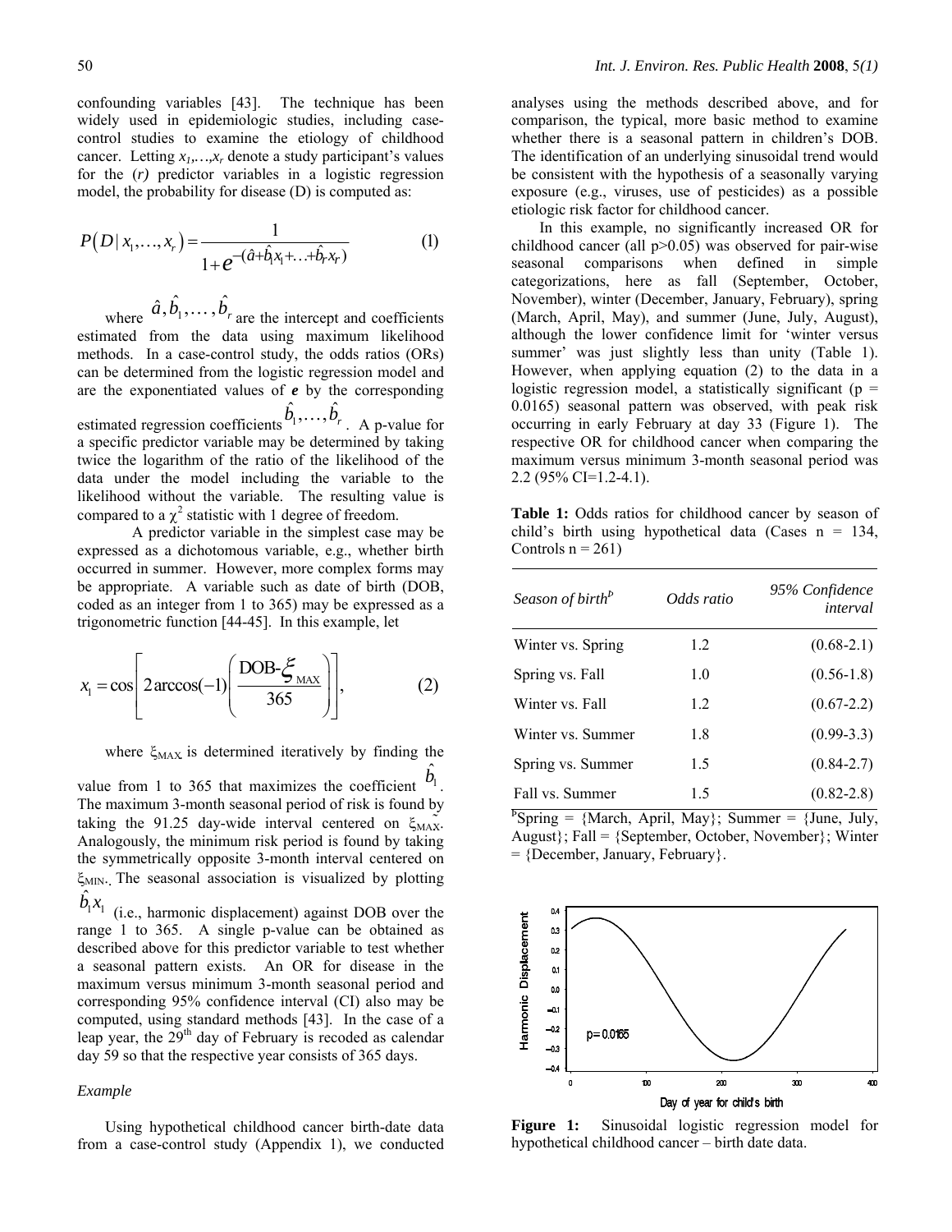confounding variables [43]. The technique has been widely used in epidemiologic studies, including case-control studies to examine the etiology of childhood cancer. Letting $x_1,\ldots,x_r$ denote a study participant's values for the ($r$) predictor variables in a logistic regression model, the probability for disease (D) is computed as:

$$P\left(D \mid x_1,\ldots,x_r\right) = \frac{1}{1+e^{-(\hat{a}+\hat{b}_1 x_1+\ldots+\hat{b}_r x_r)}} \qquad (1)$$

where $\hat{a}, \hat{b}_1, \ldots, \hat{b}_r$ are the intercept and coefficients estimated from the data using maximum likelihood methods. In a case-control study, the odds ratios (ORs) can be determined from the logistic regression model and are the exponentiated values of $\boldsymbol{e}$ by the corresponding estimated regression coefficients $\hat{b}_1,\ldots,\hat{b}_r$. A p-value for a specific predictor variable may be determined by taking twice the logarithm of the ratio of the likelihood of the data under the model including the variable to the likelihood without the variable. The resulting value is compared to a $\chi^2$ statistic with 1 degree of freedom.

A predictor variable in the simplest case may be expressed as a dichotomous variable, e.g., whether birth occurred in summer. However, more complex forms may be appropriate. A variable such as date of birth (DOB, coded as an integer from 1 to 365) may be expressed as a trigonometric function [44-45]. In this example, let

$$x_1 = \cos\left[2\arccos(-1)\left(\frac{\text{DOB-}\xi_{\text{MAX}}}{365}\right)\right], \qquad (2)$$

where $\xi_{MAX}$ is determined iteratively by finding the value from 1 to 365 that maximizes the coefficient $\hat{b}_1$. The maximum 3-month seasonal period of risk is found by taking the 91.25 day-wide interval centered on $\xi_{MAX}$. Analogously, the minimum risk period is found by taking the symmetrically opposite 3-month interval centered on $\xi_{MIN}$. The seasonal association is visualized by plotting $\hat{b}_1 x_1$ (i.e., harmonic displacement) against DOB over the range 1 to 365. A single p-value can be obtained as described above for this predictor variable to test whether a seasonal pattern exists. An OR for disease in the maximum versus minimum 3-month seasonal period and corresponding 95% confidence interval (CI) also may be computed, using standard methods [43]. In the case of a leap year, the 29th day of February is recoded as calendar day 59 so that the respective year consists of 365 days.

*Example*

Using hypothetical childhood cancer birth-date data from a case-control study (Appendix 1), we conducted analyses using the methods described above, and for comparison, the typical, more basic method to examine whether there is a seasonal pattern in children's DOB. The identification of an underlying sinusoidal trend would be consistent with the hypothesis of a seasonally varying exposure (e.g., viruses, use of pesticides) as a possible etiologic risk factor for childhood cancer.

In this example, no significantly increased OR for childhood cancer (all p>0.05) was observed for pair-wise seasonal comparisons when defined in simple categorizations, here as fall (September, October, November), winter (December, January, February), spring (March, April, May), and summer (June, July, August), although the lower confidence limit for 'winter versus summer' was just slightly less than unity (Table 1). However, when applying equation (2) to the data in a logistic regression model, a statistically significant ($p = 0.0165$) seasonal pattern was observed, with peak risk occurring in early February at day 33 (Figure 1). The respective OR for childhood cancer when comparing the maximum versus minimum 3-month seasonal period was 2.2 (95% CI=1.2-4.1).

**Table 1:** Odds ratios for childhood cancer by season of child's birth using hypothetical data (Cases n = 134, Controls n = 261)

| *Season of birth*[b] | *Odds ratio* | *95% Confidence interval* |
|---|---|---|
| Winter vs. Spring | 1.2 | (0.68-2.1) |
| Spring vs. Fall | 1.0 | (0.56-1.8) |
| Winter vs. Fall | 1.2 | (0.67-2.2) |
| Winter vs. Summer | 1.8 | (0.99-3.3) |
| Spring vs. Summer | 1.5 | (0.84-2.7) |
| Fall vs. Summer | 1.5 | (0.82-2.8) |

[b]Spring = {March, April, May}; Summer = {June, July, August}; Fall = {September, October, November}; Winter = {December, January, February}.

**Figure 1:** Sinusoidal logistic regression model for hypothetical childhood cancer – birth date data.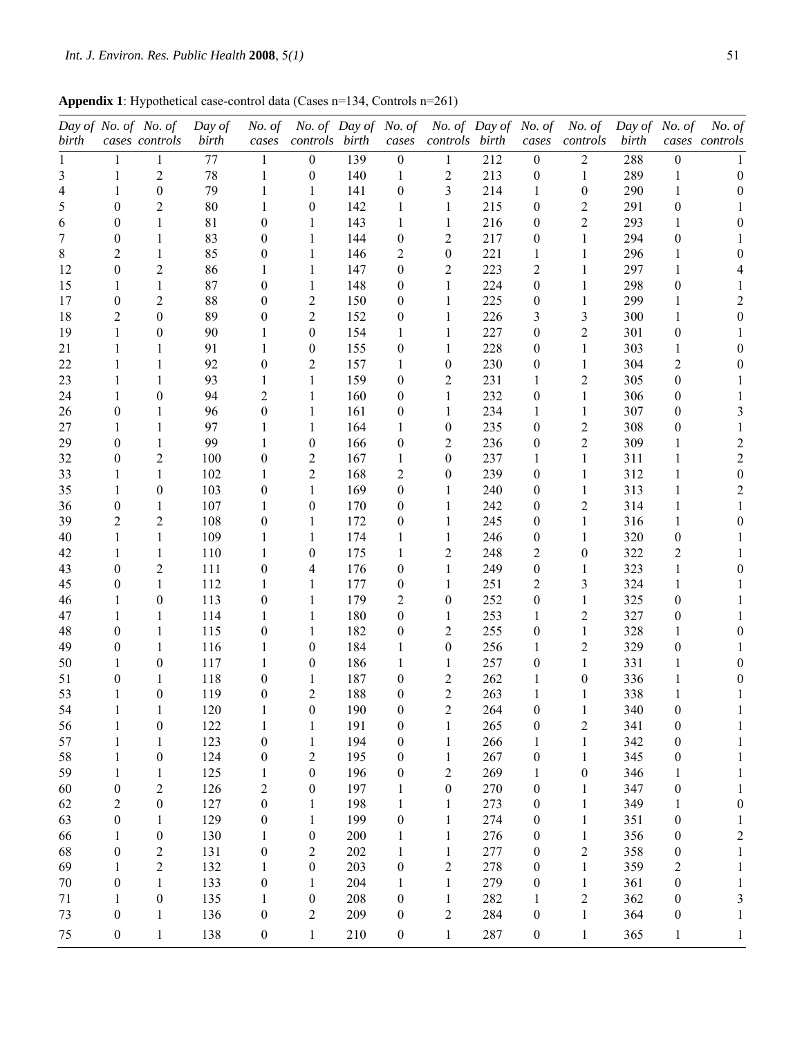**Appendix 1**: Hypothetical case-control data (Cases n=134, Controls n=261)

| *Day of birth* | *No. of cases* | *No. of controls* | *Day of birth* | *No. of cases* | *No. of controls* | *Day of birth* | *No. of cases* | *No. of controls* | *Day of birth* | *No. of cases* | *No. of controls* | *Day of birth* | *No. of cases* | *No. of controls* |
|---|---|---|---|---|---|---|---|---|---|---|---|---|---|---|
| 1 | 1 | 1 | 77 | 1 | 0 | 139 | 0 | 1 | 212 | 0 | 2 | 288 | 0 | 1 |
| 3 | 1 | 2 | 78 | 1 | 0 | 140 | 1 | 2 | 213 | 0 | 1 | 289 | 1 | 0 |
| 4 | 1 | 0 | 79 | 1 | 1 | 141 | 0 | 3 | 214 | 1 | 0 | 290 | 1 | 0 |
| 5 | 0 | 2 | 80 | 1 | 0 | 142 | 1 | 1 | 215 | 0 | 2 | 291 | 0 | 1 |
| 6 | 0 | 1 | 81 | 0 | 1 | 143 | 1 | 1 | 216 | 0 | 2 | 293 | 1 | 0 |
| 7 | 0 | 1 | 83 | 0 | 1 | 144 | 0 | 2 | 217 | 0 | 1 | 294 | 0 | 1 |
| 8 | 2 | 1 | 85 | 0 | 1 | 146 | 2 | 0 | 221 | 1 | 1 | 296 | 1 | 0 |
| 12 | 0 | 2 | 86 | 1 | 1 | 147 | 0 | 2 | 223 | 2 | 1 | 297 | 1 | 4 |
| 15 | 1 | 1 | 87 | 0 | 1 | 148 | 0 | 1 | 224 | 0 | 1 | 298 | 0 | 1 |
| 17 | 0 | 2 | 88 | 0 | 2 | 150 | 0 | 1 | 225 | 0 | 1 | 299 | 1 | 2 |
| 18 | 2 | 0 | 89 | 0 | 2 | 152 | 0 | 1 | 226 | 3 | 3 | 300 | 1 | 0 |
| 19 | 1 | 0 | 90 | 1 | 0 | 154 | 1 | 1 | 227 | 0 | 2 | 301 | 0 | 1 |
| 21 | 1 | 1 | 91 | 1 | 0 | 155 | 0 | 1 | 228 | 0 | 1 | 303 | 1 | 0 |
| 22 | 1 | 1 | 92 | 0 | 2 | 157 | 1 | 0 | 230 | 0 | 1 | 304 | 2 | 0 |
| 23 | 1 | 1 | 93 | 1 | 1 | 159 | 0 | 2 | 231 | 1 | 2 | 305 | 0 | 1 |
| 24 | 1 | 0 | 94 | 2 | 1 | 160 | 0 | 1 | 232 | 0 | 1 | 306 | 0 | 1 |
| 26 | 0 | 1 | 96 | 0 | 1 | 161 | 0 | 1 | 234 | 1 | 1 | 307 | 0 | 3 |
| 27 | 1 | 1 | 97 | 1 | 1 | 164 | 1 | 0 | 235 | 0 | 2 | 308 | 0 | 1 |
| 29 | 0 | 1 | 99 | 1 | 0 | 166 | 0 | 2 | 236 | 0 | 2 | 309 | 1 | 2 |
| 32 | 0 | 2 | 100 | 0 | 2 | 167 | 1 | 0 | 237 | 1 | 1 | 311 | 1 | 2 |
| 33 | 1 | 1 | 102 | 1 | 2 | 168 | 2 | 0 | 239 | 0 | 1 | 312 | 1 | 0 |
| 35 | 1 | 0 | 103 | 0 | 1 | 169 | 0 | 1 | 240 | 0 | 1 | 313 | 1 | 2 |
| 36 | 0 | 1 | 107 | 1 | 0 | 170 | 0 | 1 | 242 | 0 | 2 | 314 | 1 | 1 |
| 39 | 2 | 2 | 108 | 0 | 1 | 172 | 0 | 1 | 245 | 0 | 1 | 316 | 1 | 0 |
| 40 | 1 | 1 | 109 | 1 | 1 | 174 | 1 | 1 | 246 | 0 | 1 | 320 | 0 | 1 |
| 42 | 1 | 1 | 110 | 1 | 0 | 175 | 1 | 2 | 248 | 2 | 0 | 322 | 2 | 1 |
| 43 | 0 | 2 | 111 | 0 | 4 | 176 | 0 | 1 | 249 | 0 | 1 | 323 | 1 | 0 |
| 45 | 0 | 1 | 112 | 1 | 1 | 177 | 0 | 1 | 251 | 2 | 3 | 324 | 1 | 1 |
| 46 | 1 | 0 | 113 | 0 | 1 | 179 | 2 | 0 | 252 | 0 | 1 | 325 | 0 | 1 |
| 47 | 1 | 1 | 114 | 1 | 1 | 180 | 0 | 1 | 253 | 1 | 2 | 327 | 0 | 1 |
| 48 | 0 | 1 | 115 | 0 | 1 | 182 | 0 | 2 | 255 | 0 | 1 | 328 | 1 | 0 |
| 49 | 0 | 1 | 116 | 1 | 0 | 184 | 1 | 0 | 256 | 1 | 2 | 329 | 0 | 1 |
| 50 | 1 | 0 | 117 | 1 | 0 | 186 | 1 | 1 | 257 | 0 | 1 | 331 | 1 | 0 |
| 51 | 0 | 1 | 118 | 0 | 1 | 187 | 0 | 2 | 262 | 1 | 0 | 336 | 1 | 0 |
| 53 | 1 | 0 | 119 | 0 | 2 | 188 | 0 | 2 | 263 | 1 | 1 | 338 | 1 | 1 |
| 54 | 1 | 1 | 120 | 1 | 0 | 190 | 0 | 2 | 264 | 0 | 1 | 340 | 0 | 1 |
| 56 | 1 | 0 | 122 | 1 | 1 | 191 | 0 | 1 | 265 | 0 | 2 | 341 | 0 | 1 |
| 57 | 1 | 1 | 123 | 0 | 1 | 194 | 0 | 1 | 266 | 1 | 1 | 342 | 0 | 1 |
| 58 | 1 | 0 | 124 | 0 | 2 | 195 | 0 | 1 | 267 | 0 | 1 | 345 | 0 | 1 |
| 59 | 1 | 1 | 125 | 1 | 0 | 196 | 0 | 2 | 269 | 1 | 0 | 346 | 1 | 1 |
| 60 | 0 | 2 | 126 | 2 | 0 | 197 | 1 | 0 | 270 | 0 | 1 | 347 | 0 | 1 |
| 62 | 2 | 0 | 127 | 0 | 1 | 198 | 1 | 1 | 273 | 0 | 1 | 349 | 1 | 0 |
| 63 | 0 | 1 | 129 | 0 | 1 | 199 | 0 | 1 | 274 | 0 | 1 | 351 | 0 | 1 |
| 66 | 1 | 0 | 130 | 1 | 0 | 200 | 1 | 1 | 276 | 0 | 1 | 356 | 0 | 2 |
| 68 | 0 | 2 | 131 | 0 | 2 | 202 | 1 | 1 | 277 | 0 | 2 | 358 | 0 | 1 |
| 69 | 1 | 2 | 132 | 1 | 0 | 203 | 0 | 2 | 278 | 0 | 1 | 359 | 2 | 1 |
| 70 | 0 | 1 | 133 | 0 | 1 | 204 | 1 | 1 | 279 | 0 | 1 | 361 | 0 | 1 |
| 71 | 1 | 0 | 135 | 1 | 0 | 208 | 0 | 1 | 282 | 1 | 2 | 362 | 0 | 3 |
| 73 | 0 | 1 | 136 | 0 | 2 | 209 | 0 | 2 | 284 | 0 | 1 | 364 | 0 | 1 |
| 75 | 0 | 1 | 138 | 0 | 1 | 210 | 0 | 1 | 287 | 0 | 1 | 365 | 1 | 1 |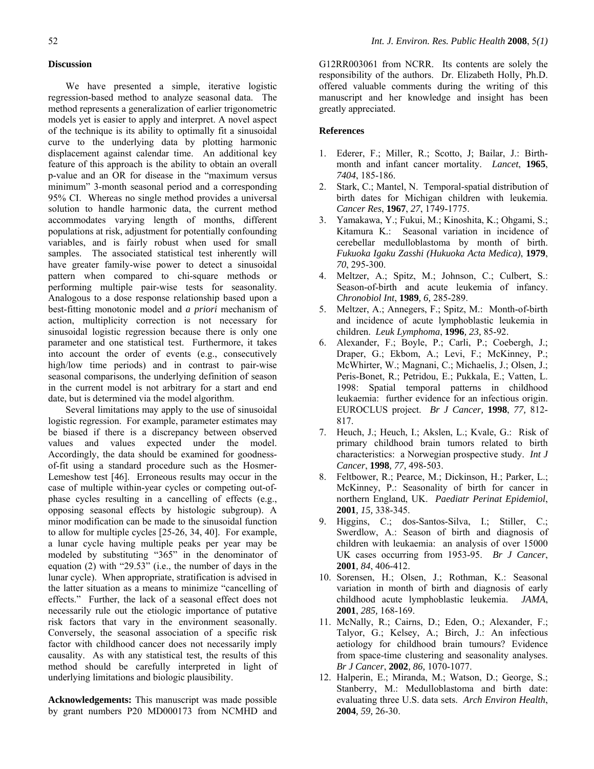## Discussion

We have presented a simple, iterative logistic regression-based method to analyze seasonal data. The method represents a generalization of earlier trigonometric models yet is easier to apply and interpret. A novel aspect of the technique is its ability to optimally fit a sinusoidal curve to the underlying data by plotting harmonic displacement against calendar time. An additional key feature of this approach is the ability to obtain an overall p-value and an OR for disease in the "maximum versus minimum" 3-month seasonal period and a corresponding 95% CI. Whereas no single method provides a universal solution to handle harmonic data, the current method accommodates varying length of months, different populations at risk, adjustment for potentially confounding variables, and is fairly robust when used for small samples. The associated statistical test inherently will have greater family-wise power to detect a sinusoidal pattern when compared to chi-square methods or performing multiple pair-wise tests for seasonality. Analogous to a dose response relationship based upon a best-fitting monotonic model and *a priori* mechanism of action, multiplicity correction is not necessary for sinusoidal logistic regression because there is only one parameter and one statistical test. Furthermore, it takes into account the order of events (e.g., consecutively high/low time periods) and in contrast to pair-wise seasonal comparisons, the underlying definition of season in the current model is not arbitrary for a start and end date, but is determined via the model algorithm.

Several limitations may apply to the use of sinusoidal logistic regression. For example, parameter estimates may be biased if there is a discrepancy between observed values and values expected under the model. Accordingly, the data should be examined for goodness-of-fit using a standard procedure such as the Hosmer-Lemeshow test [46]. Erroneous results may occur in the case of multiple within-year cycles or competing out-of-phase cycles resulting in a cancelling of effects (e.g., opposing seasonal effects by histologic subgroup). A minor modification can be made to the sinusoidal function to allow for multiple cycles [25-26, 34, 40]. For example, a lunar cycle having multiple peaks per year may be modeled by substituting "365" in the denominator of equation (2) with "29.53" (i.e., the number of days in the lunar cycle). When appropriate, stratification is advised in the latter situation as a means to minimize "cancelling of effects." Further, the lack of a seasonal effect does not necessarily rule out the etiologic importance of putative risk factors that vary in the environment seasonally. Conversely, the seasonal association of a specific risk factor with childhood cancer does not necessarily imply causality. As with any statistical test, the results of this method should be carefully interpreted in light of underlying limitations and biologic plausibility.

**Acknowledgements:** This manuscript was made possible by grant numbers P20 MD000173 from NCMHD and G12RR003061 from NCRR. Its contents are solely the responsibility of the authors. Dr. Elizabeth Holly, Ph.D. offered valuable comments during the writing of this manuscript and her knowledge and insight has been greatly appreciated.

## References

1. Ederer, F.; Miller, R.; Scotto, J; Bailar, J.: Birth-month and infant cancer mortality. *Lancet*, **1965**, *7404*, 185-186.
2. Stark, C.; Mantel, N. Temporal-spatial distribution of birth dates for Michigan children with leukemia. *Cancer Res*, **1967**, *27*, 1749-1775.
3. Yamakawa, Y.; Fukui, M.; Kinoshita, K.; Ohgami, S.; Kitamura K.: Seasonal variation in incidence of cerebellar medulloblastoma by month of birth. *Fukuoka Igaku Zasshi (Hukuoka Acta Medica)*, **1979**, *70*, 295-300.
4. Meltzer, A.; Spitz, M.; Johnson, C.; Culbert, S.: Season-of-birth and acute leukemia of infancy. *Chronobiol Int*, **1989**, *6*, 285-289.
5. Meltzer, A.; Annegers, F.; Spitz, M.: Month-of-birth and incidence of acute lymphoblastic leukemia in children. *Leuk Lymphoma*, **1996**, *23*, 85-92.
6. Alexander, F.; Boyle, P.; Carli, P.; Coebergh, J.; Draper, G.; Ekbom, A.; Levi, F.; McKinney, P.; McWhirter, W.; Magnani, C.; Michaelis, J.; Olsen, J.; Peris-Bonet, R.; Petridou, E.; Pukkala, E.; Vatten, L. 1998: Spatial temporal patterns in childhood leukaemia: further evidence for an infectious origin. EUROCLUS project. *Br J Cancer*, **1998**, *77*, 812-817.
7. Heuch, J.; Heuch, I.; Akslen, L.; Kvale, G.: Risk of primary childhood brain tumors related to birth characteristics: a Norwegian prospective study. *Int J Cancer*, **1998**, *77*, 498-503.
8. Feltbower, R.; Pearce, M.; Dickinson, H.; Parker, L.; McKinney, P.: Seasonality of birth for cancer in northern England, UK. *Paediatr Perinat Epidemiol*, **2001**, *15*, 338-345.
9. Higgins, C.; dos-Santos-Silva, I.; Stiller, C.; Swerdlow, A.: Season of birth and diagnosis of children with leukaemia: an analysis of over 15000 UK cases occurring from 1953-95. *Br J Cancer*, **2001**, *84*, 406-412.
10. Sorensen, H.; Olsen, J.; Rothman, K.: Seasonal variation in month of birth and diagnosis of early childhood acute lymphoblastic leukemia. *JAMA*, **2001**, *285*, 168-169.
11. McNally, R.; Cairns, D.; Eden, O.; Alexander, F.; Talyor, G.; Kelsey, A.; Birch, J.: An infectious aetiology for childhood brain tumours? Evidence from space-time clustering and seasonality analyses. *Br J Cancer*, **2002**, *86*, 1070-1077.
12. Halperin, E.; Miranda, M.; Watson, D.; George, S.; Stanberry, M.: Medulloblastoma and birth date: evaluating three U.S. data sets. *Arch Environ Health*, **2004**, *59*, 26-30.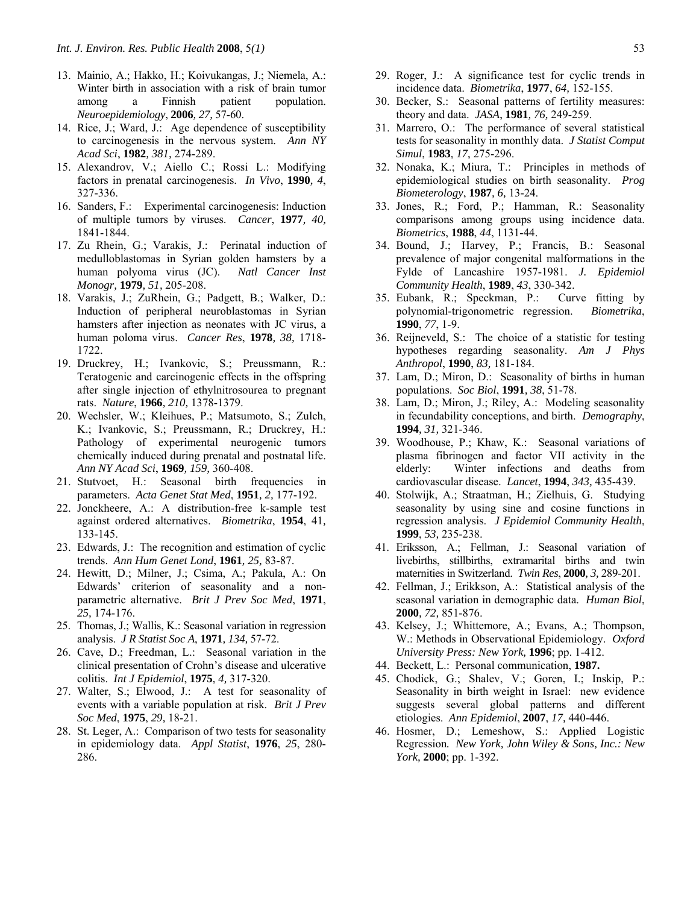13. Mainio, A.; Hakko, H.; Koivukangas, J.; Niemela, A.: Winter birth in association with a risk of brain tumor among a Finnish patient population. *Neuroepidemiology*, **2006**, *27*, 57-60.
14. Rice, J.; Ward, J.: Age dependence of susceptibility to carcinogenesis in the nervous system. *Ann NY Acad Sci*, **1982**, *381*, 274-289.
15. Alexandrov, V.; Aiello C.; Rossi L.: Modifying factors in prenatal carcinogenesis. *In Vivo*, **1990**, *4*, 327-336.
16. Sanders, F.: Experimental carcinogenesis: Induction of multiple tumors by viruses. *Cancer*, **1977**, *40*, 1841-1844.
17. Zu Rhein, G.; Varakis, J.: Perinatal induction of medulloblastomas in Syrian golden hamsters by a human polyoma virus (JC). *Natl Cancer Inst Monogr*, **1979**, *51*, 205-208.
18. Varakis, J.; ZuRhein, G.; Padgett, B.; Walker, D.: Induction of peripheral neuroblastomas in Syrian hamsters after injection as neonates with JC virus, a human poloma virus. *Cancer Res*, **1978**, *38*, 1718-1722.
19. Druckrey, H.; Ivankovic, S.; Preussmann, R.: Teratogenic and carcinogenic effects in the offspring after single injection of ethylnitrosourea to pregnant rats. *Nature*, **1966**, *210*, 1378-1379.
20. Wechsler, W.; Kleihues, P.; Matsumoto, S.; Zulch, K.; Ivankovic, S.; Preussmann, R.; Druckrey, H.: Pathology of experimental neurogenic tumors chemically induced during prenatal and postnatal life. *Ann NY Acad Sci*, **1969**, *159*, 360-408.
21. Stutvoet, H.: Seasonal birth frequencies in parameters. *Acta Genet Stat Med*, **1951**, *2*, 177-192.
22. Jonckheere, A.: A distribution-free k-sample test against ordered alternatives. *Biometrika*, **1954**, 41, 133-145.
23. Edwards, J.: The recognition and estimation of cyclic trends. *Ann Hum Genet Lond*, **1961**, *25*, 83-87.
24. Hewitt, D.; Milner, J.; Csima, A.; Pakula, A.: On Edwards' criterion of seasonality and a non-parametric alternative. *Brit J Prev Soc Med*, **1971**, *25*, 174-176.
25. Thomas, J.; Wallis, K.: Seasonal variation in regression analysis. *J R Statist Soc A*, **1971**, *134*, 57-72.
26. Cave, D.; Freedman, L.: Seasonal variation in the clinical presentation of Crohn's disease and ulcerative colitis. *Int J Epidemiol*, **1975**, *4*, 317-320.
27. Walter, S.; Elwood, J.: A test for seasonality of events with a variable population at risk. *Brit J Prev Soc Med*, **1975**, *29*, 18-21.
28. St. Leger, A.: Comparison of two tests for seasonality in epidemiology data. *Appl Statist*, **1976**, *25*, 280-286.
29. Roger, J.: A significance test for cyclic trends in incidence data. *Biometrika*, **1977**, *64*, 152-155.
30. Becker, S.: Seasonal patterns of fertility measures: theory and data. *JASA*, **1981**, *76*, 249-259.
31. Marrero, O.: The performance of several statistical tests for seasonality in monthly data. *J Statist Comput Simul*, **1983**, *17*, 275-296.
32. Nonaka, K.; Miura, T.: Principles in methods of epidemiological studies on birth seasonality. *Prog Biometerology*, **1987**, *6*, 13-24.
33. Jones, R.; Ford, P.; Hamman, R.: Seasonality comparisons among groups using incidence data. *Biometrics*, **1988**, *44*, 1131-44.
34. Bound, J.; Harvey, P.; Francis, B.: Seasonal prevalence of major congenital malformations in the Fylde of Lancashire 1957-1981. *J. Epidemiol Community Health*, **1989**, *43*, 330-342.
35. Eubank, R.; Speckman, P.: Curve fitting by polynomial-trigonometric regression. *Biometrika*, **1990**, *77*, 1-9.
36. Reijneveld, S.: The choice of a statistic for testing hypotheses regarding seasonality. *Am J Phys Anthropol*, **1990**, *83*, 181-184.
37. Lam, D.; Miron, D.: Seasonality of births in human populations. *Soc Biol*, **1991**, *38*, 51-78.
38. Lam, D.; Miron, J.; Riley, A.: Modeling seasonality in fecundability conceptions, and birth. *Demography*, **1994**, *31*, 321-346.
39. Woodhouse, P.; Khaw, K.: Seasonal variations of plasma fibrinogen and factor VII activity in the elderly: Winter infections and deaths from cardiovascular disease. *Lancet*, **1994**, *343*, 435-439.
40. Stolwijk, A.; Straatman, H.; Zielhuis, G. Studying seasonality by using sine and cosine functions in regression analysis. *J Epidemiol Community Health*, **1999**, *53*, 235-238.
41. Eriksson, A.; Fellman, J.: Seasonal variation of livebirths, stillbirths, extramarital births and twin maternities in Switzerland. *Twin Res*, **2000**, *3*, 289-201.
42. Fellman, J.; Erikkson, A.: Statistical analysis of the seasonal variation in demographic data. *Human Biol*, **2000**, *72*, 851-876.
43. Kelsey, J.; Whittemore, A.; Evans, A.; Thompson, W.: Methods in Observational Epidemiology. *Oxford University Press: New York*, **1996**; pp. 1-412.
44. Beckett, L.: Personal communication, **1987.**
45. Chodick, G.; Shalev, V.; Goren, I.; Inskip, P.: Seasonality in birth weight in Israel: new evidence suggests several global patterns and different etiologies. *Ann Epidemiol*, **2007**, *17*, 440-446.
46. Hosmer, D.; Lemeshow, S.: Applied Logistic Regression. *New York, John Wiley & Sons, Inc.: New York*, **2000**; pp. 1-392.